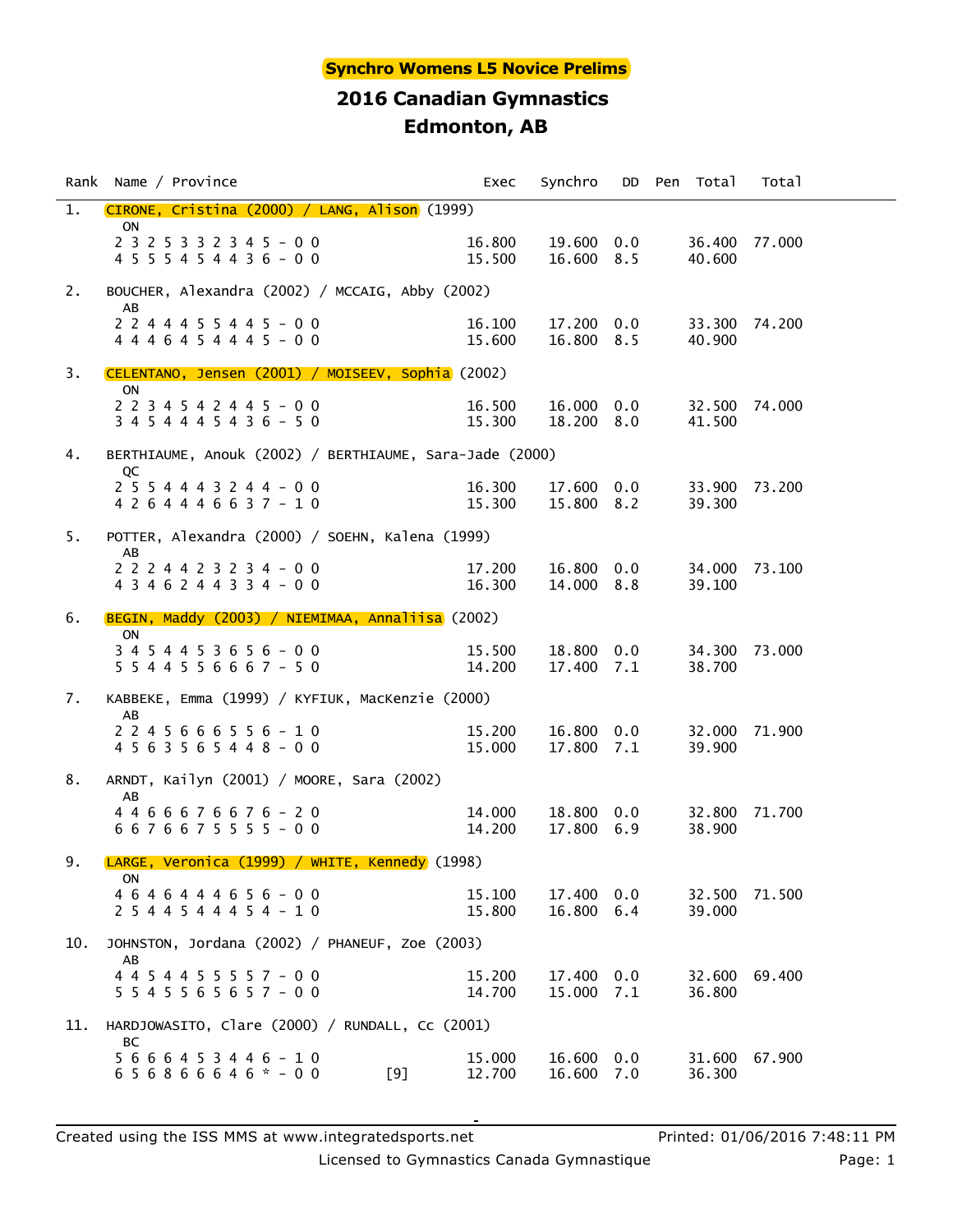**Synchro Womens L5 Novice Prelims**

## 2016 Canadian Gymnastics
## Edmonton, AB

| Rank | Name / Province | | Exec | Synchro | DD | Pen | Total | Total |
|---|---|---|---|---|---|---|---|---|
| 1. | CIRONE, Cristina (2000) / LANG, Alison (1999) | | | | | | | |
| | ON | | | | | | | |
| | 2 3 2 5 3 3 2 3 4 5 - 0 0 | | 16.800 | 19.600 | 0.0 | | 36.400 | 77.000 |
| | 4 5 5 5 4 5 4 4 3 6 - 0 0 | | 15.500 | 16.600 | 8.5 | | 40.600 | |
| 2. | BOUCHER, Alexandra (2002) / MCCAIG, Abby (2002) | | | | | | | |
| | AB | | | | | | | |
| | 2 2 4 4 4 5 5 4 4 5 - 0 0 | | 16.100 | 17.200 | 0.0 | | 33.300 | 74.200 |
| | 4 4 4 6 4 5 4 4 4 5 - 0 0 | | 15.600 | 16.800 | 8.5 | | 40.900 | |
| 3. | CELENTANO, Jensen (2001) / MOISEEV, Sophia (2002) | | | | | | | |
| | ON | | | | | | | |
| | 2 2 3 4 5 4 2 4 4 5 - 0 0 | | 16.500 | 16.000 | 0.0 | | 32.500 | 74.000 |
| | 3 4 5 4 4 4 5 4 3 6 - 5 0 | | 15.300 | 18.200 | 8.0 | | 41.500 | |
| 4. | BERTHIAUME, Anouk (2002) / BERTHIAUME, Sara-Jade (2000) | | | | | | | |
| | QC | | | | | | | |
| | 2 5 5 4 4 4 3 2 4 4 - 0 0 | | 16.300 | 17.600 | 0.0 | | 33.900 | 73.200 |
| | 4 2 6 4 4 4 6 6 3 7 - 1 0 | | 15.300 | 15.800 | 8.2 | | 39.300 | |
| 5. | POTTER, Alexandra (2000) / SOEHN, Kalena (1999) | | | | | | | |
| | AB | | | | | | | |
| | 2 2 2 4 4 2 3 2 3 4 - 0 0 | | 17.200 | 16.800 | 0.0 | | 34.000 | 73.100 |
| | 4 3 4 6 2 4 4 3 3 4 - 0 0 | | 16.300 | 14.000 | 8.8 | | 39.100 | |
| 6. | BEGIN, Maddy (2003) / NIEMIMAA, Annaliisa (2002) | | | | | | | |
| | ON | | | | | | | |
| | 3 4 5 4 4 5 3 6 5 6 - 0 0 | | 15.500 | 18.800 | 0.0 | | 34.300 | 73.000 |
| | 5 5 4 4 5 5 6 6 6 7 - 5 0 | | 14.200 | 17.400 | 7.1 | | 38.700 | |
| 7. | KABBEKE, Emma (1999) / KYFIUK, MacKenzie (2000) | | | | | | | |
| | AB | | | | | | | |
| | 2 2 4 5 6 6 6 5 5 6 - 1 0 | | 15.200 | 16.800 | 0.0 | | 32.000 | 71.900 |
| | 4 5 6 3 5 6 5 4 4 8 - 0 0 | | 15.000 | 17.800 | 7.1 | | 39.900 | |
| 8. | ARNDT, Kailyn (2001) / MOORE, Sara (2002) | | | | | | | |
| | AB | | | | | | | |
| | 4 4 6 6 6 7 6 6 7 6 - 2 0 | | 14.000 | 18.800 | 0.0 | | 32.800 | 71.700 |
| | 6 6 7 6 6 7 5 5 5 5 - 0 0 | | 14.200 | 17.800 | 6.9 | | 38.900 | |
| 9. | LARGE, Veronica (1999) / WHITE, Kennedy (1998) | | | | | | | |
| | ON | | | | | | | |
| | 4 6 4 6 4 4 4 6 5 6 - 0 0 | | 15.100 | 17.400 | 0.0 | | 32.500 | 71.500 |
| | 2 5 4 4 5 4 4 4 5 4 - 1 0 | | 15.800 | 16.800 | 6.4 | | 39.000 | |
| 10. | JOHNSTON, Jordana (2002) / PHANEUF, Zoe (2003) | | | | | | | |
| | AB | | | | | | | |
| | 4 4 5 4 4 5 5 5 5 7 - 0 0 | | 15.200 | 17.400 | 0.0 | | 32.600 | 69.400 |
| | 5 5 4 5 5 6 5 6 5 7 - 0 0 | | 14.700 | 15.000 | 7.1 | | 36.800 | |
| 11. | HARDJOWASITO, Clare (2000) / RUNDALL, Cc (2001) | | | | | | | |
| | BC | | | | | | | |
| | 5 6 6 6 4 5 3 4 4 6 - 1 0 | | 15.000 | 16.600 | 0.0 | | 31.600 | 67.900 |
| | 6 5 6 8 6 6 6 4 6 * - 0 0 | [9] | 12.700 | 16.600 | 7.0 | | 36.300 | |

Created using the ISS MMS at www.integratedsports.net — Printed: 01/06/2016 7:48:11 PM

Licensed to Gymnastics Canada Gymnastique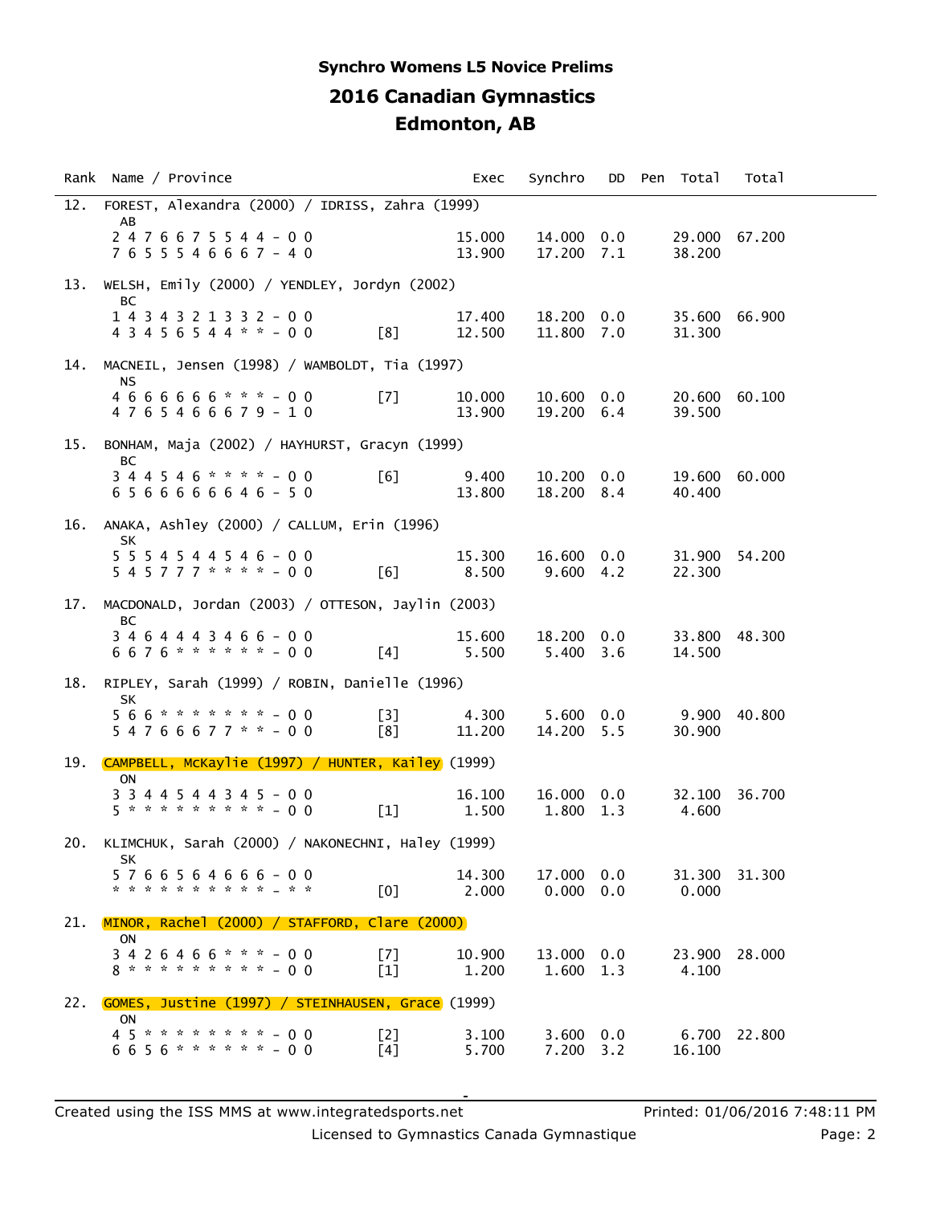## Synchro Womens L5 Novice Prelims

# 2016 Canadian Gymnastics

# Edmonton, AB

| Rank | Name / Province | | Exec | Synchro | DD | Pen | Total | Total |
|---|---|---|---|---|---|---|---|---|
| 12. | FOREST, Alexandra (2000) / IDRISS, Zahra (1999) | | | | | | | |
| | AB | | | | | | | |
| | 2 4 7 6 6 7 5 5 4 4 - 0 0 | | 15.000 | 14.000 | 0.0 | | 29.000 | 67.200 |
| | 7 6 5 5 5 4 6 6 6 7 - 4 0 | | 13.900 | 17.200 | 7.1 | | 38.200 | |
| 13. | WELSH, Emily (2000) / YENDLEY, Jordyn (2002) | | | | | | | |
| | BC | | | | | | | |
| | 1 4 3 4 3 2 1 3 3 2 - 0 0 | | 17.400 | 18.200 | 0.0 | | 35.600 | 66.900 |
| | 4 3 4 5 6 5 4 4 * * - 0 0 | [8] | 12.500 | 11.800 | 7.0 | | 31.300 | |
| 14. | MACNEIL, Jensen (1998) / WAMBOLDT, Tia (1997) | | | | | | | |
| | NS | | | | | | | |
| | 4 6 6 6 6 6 6 * * * - 0 0 | [7] | 10.000 | 10.600 | 0.0 | | 20.600 | 60.100 |
| | 4 7 6 5 4 6 6 6 7 9 - 1 0 | | 13.900 | 19.200 | 6.4 | | 39.500 | |
| 15. | BONHAM, Maja (2002) / HAYHURST, Gracyn (1999) | | | | | | | |
| | BC | | | | | | | |
| | 3 4 4 5 4 6 * * * * - 0 0 | [6] | 9.400 | 10.200 | 0.0 | | 19.600 | 60.000 |
| | 6 5 6 6 6 6 6 6 4 6 - 5 0 | | 13.800 | 18.200 | 8.4 | | 40.400 | |
| 16. | ANAKA, Ashley (2000) / CALLUM, Erin (1996) | | | | | | | |
| | SK | | | | | | | |
| | 5 5 5 4 5 4 4 5 4 6 - 0 0 | | 15.300 | 16.600 | 0.0 | | 31.900 | 54.200 |
| | 5 4 5 7 7 7 * * * * - 0 0 | [6] | 8.500 | 9.600 | 4.2 | | 22.300 | |
| 17. | MACDONALD, Jordan (2003) / OTTESON, Jaylin (2003) | | | | | | | |
| | BC | | | | | | | |
| | 3 4 6 4 4 4 3 4 6 6 - 0 0 | | 15.600 | 18.200 | 0.0 | | 33.800 | 48.300 |
| | 6 6 7 6 * * * * * * - 0 0 | [4] | 5.500 | 5.400 | 3.6 | | 14.500 | |
| 18. | RIPLEY, Sarah (1999) / ROBIN, Danielle (1996) | | | | | | | |
| | SK | | | | | | | |
| | 5 6 6 * * * * * * * - 0 0 | [3] | 4.300 | 5.600 | 0.0 | | 9.900 | 40.800 |
| | 5 4 7 6 6 6 7 7 * * - 0 0 | [8] | 11.200 | 14.200 | 5.5 | | 30.900 | |
| 19. | CAMPBELL, McKaylie (1997) / HUNTER, Kailey (1999) | | | | | | | |
| | ON | | | | | | | |
| | 3 3 4 4 5 4 4 3 4 5 - 0 0 | | 16.100 | 16.000 | 0.0 | | 32.100 | 36.700 |
| | 5 * * * * * * * * * - 0 0 | [1] | 1.500 | 1.800 | 1.3 | | 4.600 | |
| 20. | KLIMCHUK, Sarah (2000) / NAKONECHNI, Haley (1999) | | | | | | | |
| | SK | | | | | | | |
| | 5 7 6 6 5 6 4 6 6 6 - 0 0 | | 14.300 | 17.000 | 0.0 | | 31.300 | 31.300 |
| | * * * * * * * * * * - * * | [0] | 2.000 | 0.000 | 0.0 | | 0.000 | |
| 21. | MINOR, Rachel (2000) / STAFFORD, Clare (2000) | | | | | | | |
| | ON | | | | | | | |
| | 3 4 2 6 4 6 6 * * * - 0 0 | [7] | 10.900 | 13.000 | 0.0 | | 23.900 | 28.000 |
| | 8 * * * * * * * * * - 0 0 | [1] | 1.200 | 1.600 | 1.3 | | 4.100 | |
| 22. | GOMES, Justine (1997) / STEINHAUSEN, Grace (1999) | | | | | | | |
| | ON | | | | | | | |
| | 4 5 * * * * * * * * - 0 0 | [2] | 3.100 | 3.600 | 0.0 | | 6.700 | 22.800 |
| | 6 6 5 6 * * * * * * - 0 0 | [4] | 5.700 | 7.200 | 3.2 | | 16.100 | |

Created using the ISS MMS at www.integratedsports.net — Printed: 01/06/2016 7:48:11 PM

Licensed to Gymnastics Canada Gymnastique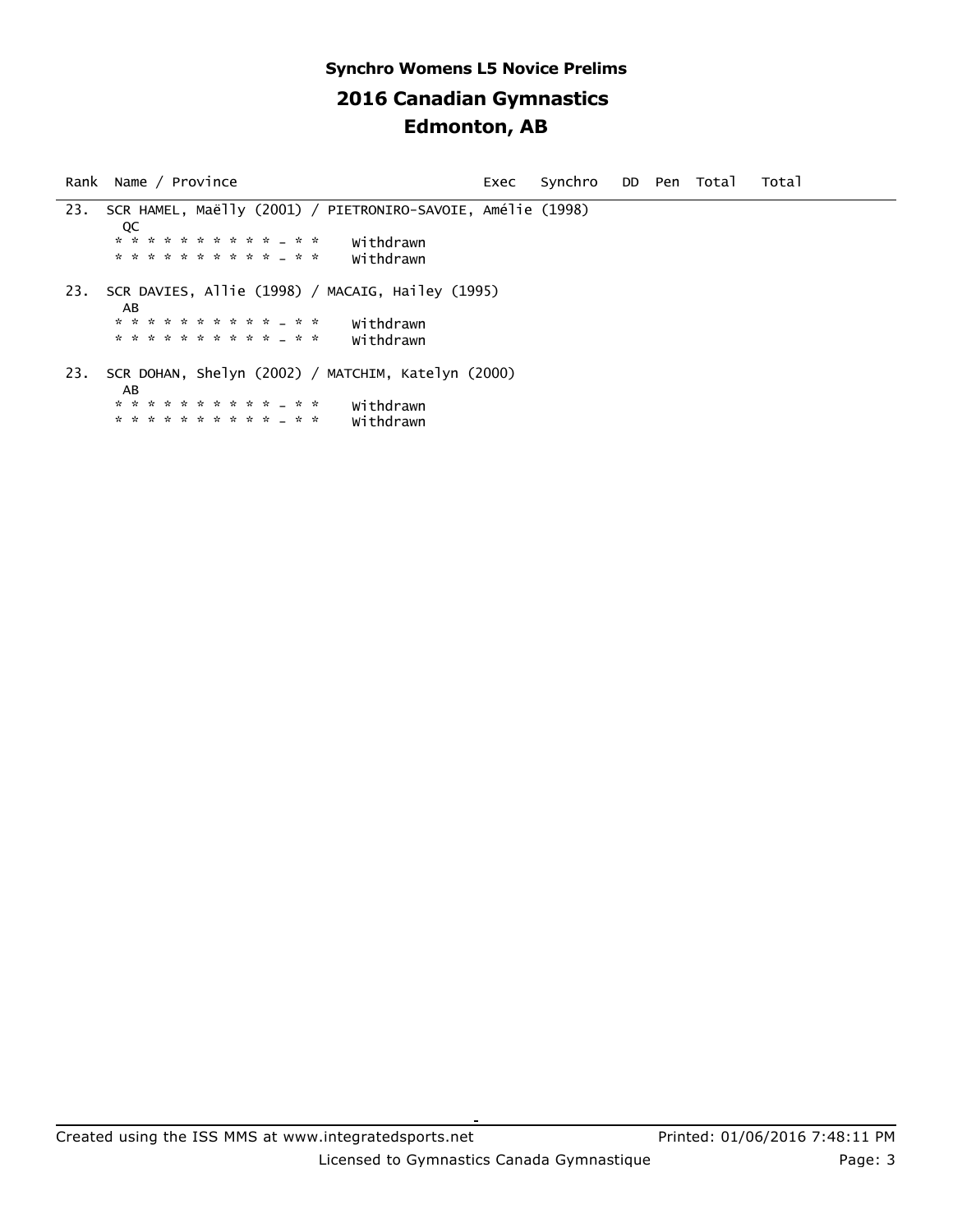# Synchro Womens L5 Novice Prelims

## 2016 Canadian Gymnastics

## Edmonton, AB

| Rank | Name / Province | Exec | Synchro | DD | Pen | Total | Total |
|---|---|---|---|---|---|---|---|
| 23. | SCR HAMEL, Maëlly (2001) / PIETRONIRO-SAVOIE, Amélie (1998) | | | | | | |
| | QC | | | | | | |
| | * * * * * * * * * * * - * * Withdrawn | | | | | | |
| | * * * * * * * * * * * - * * Withdrawn | | | | | | |
| 23. | SCR DAVIES, Allie (1998) / MACAIG, Hailey (1995) | | | | | | |
| | AB | | | | | | |
| | * * * * * * * * * * * - * * Withdrawn | | | | | | |
| | * * * * * * * * * * * - * * Withdrawn | | | | | | |
| 23. | SCR DOHAN, Shelyn (2002) / MATCHIM, Katelyn (2000) | | | | | | |
| | AB | | | | | | |
| | * * * * * * * * * * * - * * Withdrawn | | | | | | |
| | * * * * * * * * * * * - * * Withdrawn | | | | | | |

Created using the ISS MMS at www.integratedsports.net

Printed: 01/06/2016 7:48:11 PM

Licensed to Gymnastics Canada Gymnastique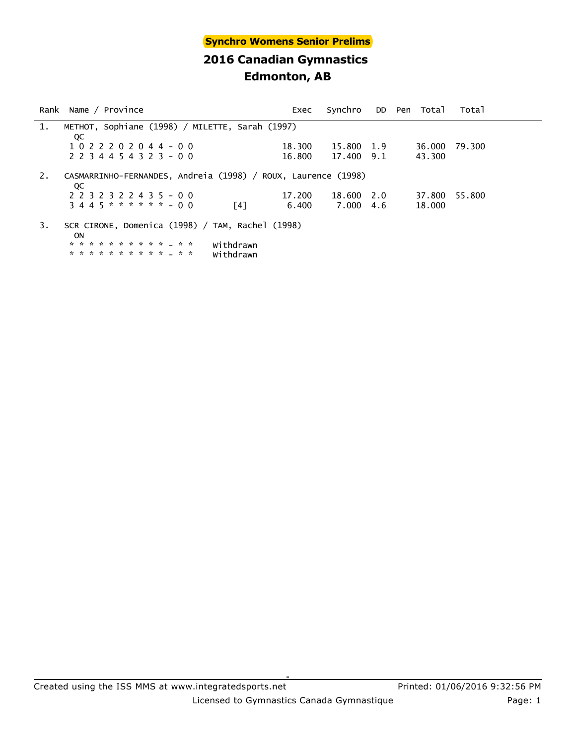# Synchro Womens Senior Prelims

## 2016 Canadian Gymnastics

## Edmonton, AB

| Rank | Name / Province | | Exec | Synchro | DD | Pen | Total | Total |
|---|---|---|---|---|---|---|---|---|
| 1. | METHOT, Sophiane (1998) / MILETTE, Sarah (1997) | | | | | | | |
| | QC | | | | | | | |
| | 1 0 2 2 2 0 2 0 4 4 - 0 0 | | 18.300 | 15.800 | 1.9 | | 36.000 | 79.300 |
| | 2 2 3 4 4 5 4 3 2 3 - 0 0 | | 16.800 | 17.400 | 9.1 | | 43.300 | |
| 2. | CASMARRINHO-FERNANDES, Andreia (1998) / ROUX, Laurence (1998) | | | | | | | |
| | QC | | | | | | | |
| | 2 2 3 2 3 2 2 4 3 5 - 0 0 | | 17.200 | 18.600 | 2.0 | | 37.800 | 55.800 |
| | 3 4 4 5 * * * * * * - 0 0 | [4] | 6.400 | 7.000 | 4.6 | | 18.000 | |
| 3. | SCR CIRONE, Domenica (1998) / TAM, Rachel (1998) | | | | | | | |
| | ON | | | | | | | |
| | * * * * * * * * * * - * * | Withdrawn | | | | | | |
| | * * * * * * * * * * - * * | Withdrawn | | | | | | |

Created using the ISS MMS at www.integratedsports.net

Printed: 01/06/2016 9:32:56 PM

Licensed to Gymnastics Canada Gymnastique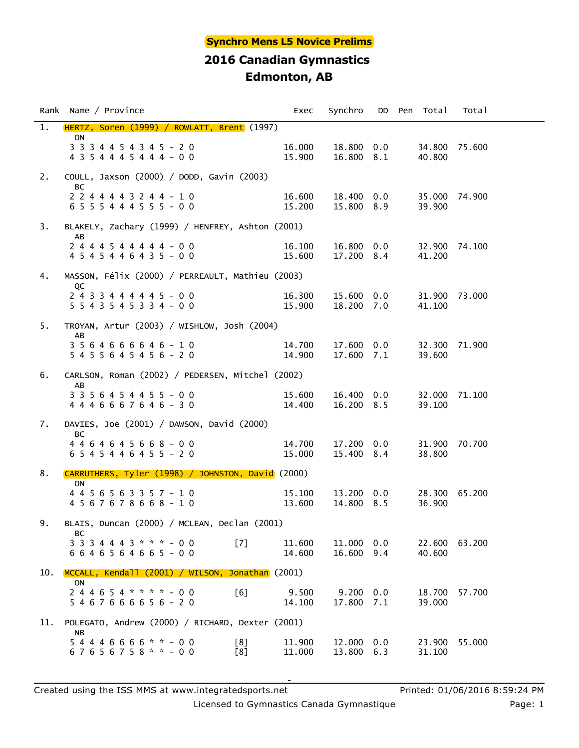# Synchro Mens L5 Novice Prelims

## 2016 Canadian Gymnastics

## Edmonton, AB

| Rank | Name / Province | | Exec | Synchro | DD | Pen | Total | Total |
|---|---|---|---|---|---|---|---|---|
| 1. | HERTZ, Soren (1999) / ROWLATT, Brent (1997) | | | | | | | |
| | ON | | | | | | | |
| | 3 3 3 4 4 5 4 3 4 5 - 2 0 | | 16.000 | 18.800 | 0.0 | | 34.800 | 75.600 |
| | 4 3 5 4 4 4 5 4 4 4 - 0 0 | | 15.900 | 16.800 | 8.1 | | 40.800 | |
| 2. | COULL, Jaxson (2000) / DODD, Gavin (2003) | | | | | | | |
| | BC | | | | | | | |
| | 2 2 4 4 4 4 3 2 4 4 - 1 0 | | 16.600 | 18.400 | 0.0 | | 35.000 | 74.900 |
| | 6 5 5 5 4 4 4 5 5 5 - 0 0 | | 15.200 | 15.800 | 8.9 | | 39.900 | |
| 3. | BLAKELY, Zachary (1999) / HENFREY, Ashton (2001) | | | | | | | |
| | AB | | | | | | | |
| | 2 4 4 4 5 4 4 4 4 4 - 0 0 | | 16.100 | 16.800 | 0.0 | | 32.900 | 74.100 |
| | 4 5 4 5 4 4 6 4 3 5 - 0 0 | | 15.600 | 17.200 | 8.4 | | 41.200 | |
| 4. | MASSON, Félix (2000) / PERREAULT, Mathieu (2003) | | | | | | | |
| | QC | | | | | | | |
| | 2 4 3 3 4 4 4 4 4 5 - 0 0 | | 16.300 | 15.600 | 0.0 | | 31.900 | 73.000 |
| | 5 5 4 3 5 4 5 3 3 4 - 0 0 | | 15.900 | 18.200 | 7.0 | | 41.100 | |
| 5. | TROYAN, Artur (2003) / WISHLOW, Josh (2004) | | | | | | | |
| | AB | | | | | | | |
| | 3 5 6 4 6 6 6 6 4 6 - 1 0 | | 14.700 | 17.600 | 0.0 | | 32.300 | 71.900 |
| | 5 4 5 5 6 4 5 4 5 6 - 2 0 | | 14.900 | 17.600 | 7.1 | | 39.600 | |
| 6. | CARLSON, Roman (2002) / PEDERSEN, Mitchel (2002) | | | | | | | |
| | AB | | | | | | | |
| | 3 3 5 6 4 5 4 4 5 5 - 0 0 | | 15.600 | 16.400 | 0.0 | | 32.000 | 71.100 |
| | 4 4 4 6 6 6 7 6 4 6 - 3 0 | | 14.400 | 16.200 | 8.5 | | 39.100 | |
| 7. | DAVIES, Joe (2001) / DAWSON, David (2000) | | | | | | | |
| | BC | | | | | | | |
| | 4 4 6 4 6 4 5 6 6 8 - 0 0 | | 14.700 | 17.200 | 0.0 | | 31.900 | 70.700 |
| | 6 5 4 5 4 4 6 4 5 5 - 2 0 | | 15.000 | 15.400 | 8.4 | | 38.800 | |
| 8. | CARRUTHERS, Tyler (1998) / JOHNSTON, David (2000) | | | | | | | |
| | ON | | | | | | | |
| | 4 4 5 6 5 6 3 3 5 7 - 1 0 | | 15.100 | 13.200 | 0.0 | | 28.300 | 65.200 |
| | 4 5 6 7 6 7 8 6 6 8 - 1 0 | | 13.600 | 14.800 | 8.5 | | 36.900 | |
| 9. | BLAIS, Duncan (2000) / MCLEAN, Declan (2001) | | | | | | | |
| | BC | | | | | | | |
| | 3 3 3 4 4 4 3 * * * - 0 0 | [7] | 11.600 | 11.000 | 0.0 | | 22.600 | 63.200 |
| | 6 6 4 6 5 6 4 6 6 5 - 0 0 | | 14.600 | 16.600 | 9.4 | | 40.600 | |
| 10. | MCCALL, Kendall (2001) / WILSON, Jonathan (2001) | | | | | | | |
| | ON | | | | | | | |
| | 2 4 4 6 5 4 * * * * - 0 0 | [6] | 9.500 | 9.200 | 0.0 | | 18.700 | 57.700 |
| | 5 4 6 7 6 6 6 6 5 6 - 2 0 | | 14.100 | 17.800 | 7.1 | | 39.000 | |
| 11. | POLEGATO, Andrew (2000) / RICHARD, Dexter (2001) | | | | | | | |
| | NB | | | | | | | |
| | 5 4 4 4 6 6 6 6 * * - 0 0 | [8] | 11.900 | 12.000 | 0.0 | | 23.900 | 55.000 |
| | 6 7 6 5 6 7 5 8 * * - 0 0 | [8] | 11.000 | 13.800 | 6.3 | | 31.100 | |

Created using the ISS MMS at www.integratedsports.net — Printed: 01/06/2016 8:59:24 PM

Licensed to Gymnastics Canada Gymnastique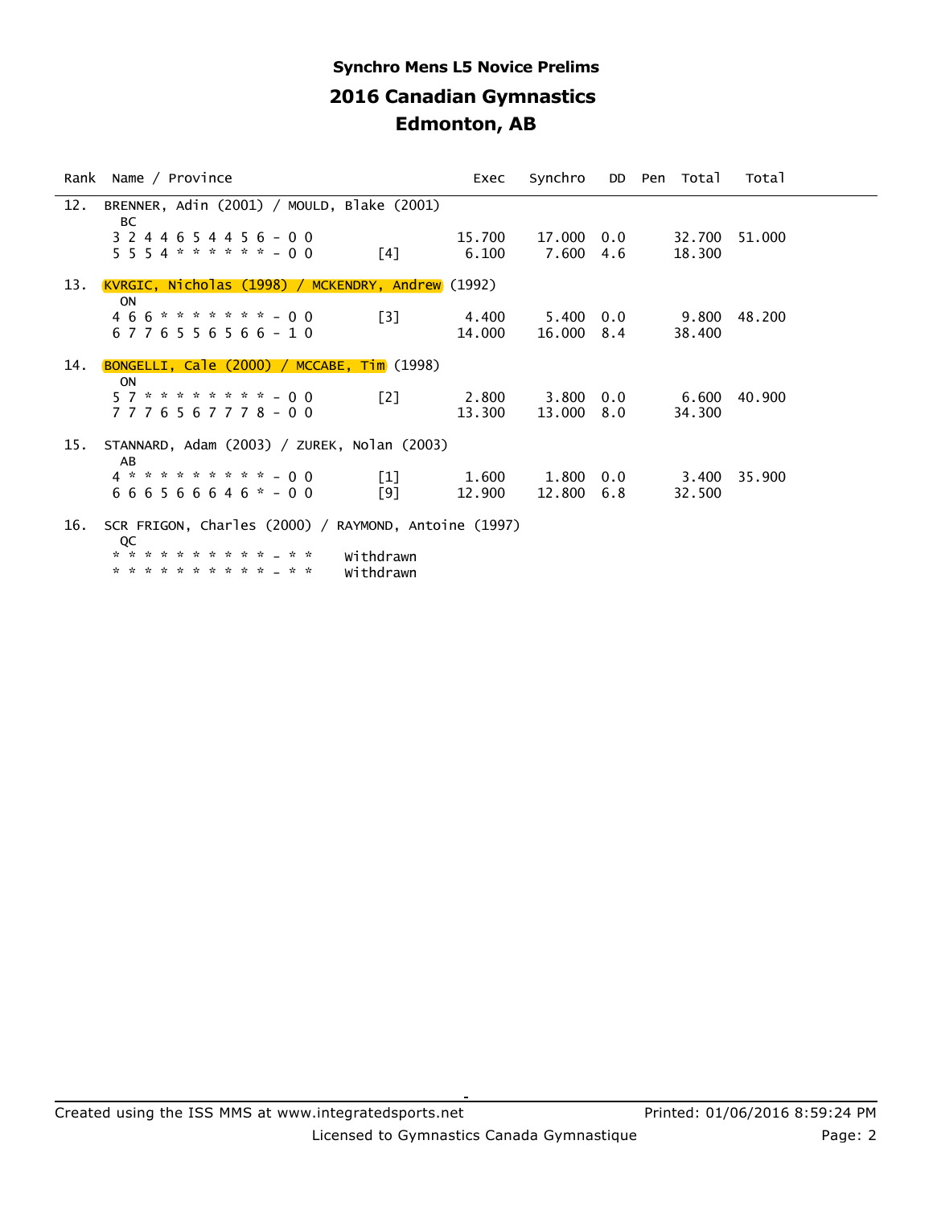## Synchro Mens L5 Novice Prelims

## 2016 Canadian Gymnastics

## Edmonton, AB

| Rank | Name / Province | | Exec | Synchro | DD | Pen | Total | Total |
|---|---|---|---|---|---|---|---|---|
| 12. | BRENNER, Adin (2001) / MOULD, Blake (2001) | | | | | | | |
| | BC | | | | | | | |
| | 3 2 4 4 6 5 4 4 5 6 - 0 0 | | 15.700 | 17.000 | 0.0 | | 32.700 | 51.000 |
| | 5 5 5 4 * * * * * * - 0 0 | [4] | 6.100 | 7.600 | 4.6 | | 18.300 | |
| 13. | KVRGIC, Nicholas (1998) / MCKENDRY, Andrew (1992) | | | | | | | |
| | ON | | | | | | | |
| | 4 6 6 * * * * * * * - 0 0 | [3] | 4.400 | 5.400 | 0.0 | | 9.800 | 48.200 |
| | 6 7 7 6 5 5 6 5 6 6 - 1 0 | | 14.000 | 16.000 | 8.4 | | 38.400 | |
| 14. | BONGELLI, Cale (2000) / MCCABE, Tim (1998) | | | | | | | |
| | ON | | | | | | | |
| | 5 7 * * * * * * * * - 0 0 | [2] | 2.800 | 3.800 | 0.0 | | 6.600 | 40.900 |
| | 7 7 7 6 5 6 7 7 7 8 - 0 0 | | 13.300 | 13.000 | 8.0 | | 34.300 | |
| 15. | STANNARD, Adam (2003) / ZUREK, Nolan (2003) | | | | | | | |
| | AB | | | | | | | |
| | 4 * * * * * * * * * - 0 0 | [1] | 1.600 | 1.800 | 0.0 | | 3.400 | 35.900 |
| | 6 6 6 5 6 6 6 4 6 * - 0 0 | [9] | 12.900 | 12.800 | 6.8 | | 32.500 | |
| 16. | SCR FRIGON, Charles (2000) / RAYMOND, Antoine (1997) | | | | | | | |
| | QC | | | | | | | |
| | * * * * * * * * * * _ * * | Withdrawn | | | | | | |
| | * * * * * * * * * * _ * * | Withdrawn | | | | | | |

Created using the ISS MMS at www.integratedsports.net | Printed: 01/06/2016 8:59:24 PM

Licensed to Gymnastics Canada Gymnastique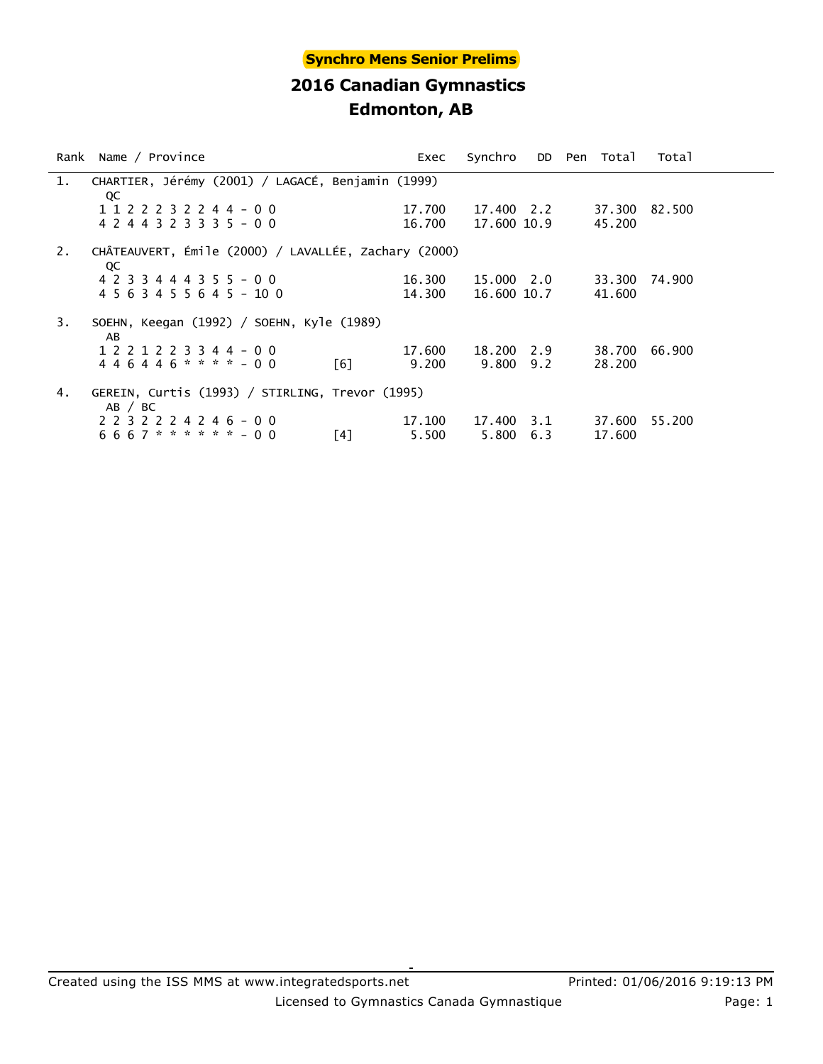**Synchro Mens Senior Prelims**

## 2016 Canadian Gymnastics
## Edmonton, AB

| Rank | Name / Province | | Exec | Synchro | DD | Pen | Total | Total |
|---|---|---|---|---|---|---|---|---|
| 1. | CHARTIER, Jérémy (2001) / LAGACÉ, Benjamin (1999) | | | | | | | |
| | QC | | | | | | | |
| | 1 1 2 2 2 3 2 2 4 4 - 0 0 | | 17.700 | 17.400 | 2.2 | | 37.300 | 82.500 |
| | 4 2 4 4 3 2 3 3 3 5 - 0 0 | | 16.700 | 17.600 | 10.9 | | 45.200 | |
| 2. | CHÂTEAUVERT, Émile (2000) / LAVALLÉE, Zachary (2000) | | | | | | | |
| | QC | | | | | | | |
| | 4 2 3 3 4 4 4 3 5 5 - 0 0 | | 16.300 | 15.000 | 2.0 | | 33.300 | 74.900 |
| | 4 5 6 3 4 5 5 6 4 5 - 10 0 | | 14.300 | 16.600 | 10.7 | | 41.600 | |
| 3. | SOEHN, Keegan (1992) / SOEHN, Kyle (1989) | | | | | | | |
| | AB | | | | | | | |
| | 1 2 2 1 2 2 3 3 4 4 - 0 0 | | 17.600 | 18.200 | 2.9 | | 38.700 | 66.900 |
| | 4 4 6 4 4 6 * * * * - 0 0 | [6] | 9.200 | 9.800 | 9.2 | | 28.200 | |
| 4. | GEREIN, Curtis (1993) / STIRLING, Trevor (1995) | | | | | | | |
| | AB / BC | | | | | | | |
| | 2 2 3 2 2 2 4 2 4 6 - 0 0 | | 17.100 | 17.400 | 3.1 | | 37.600 | 55.200 |
| | 6 6 6 7 * * * * * * - 0 0 | [4] | 5.500 | 5.800 | 6.3 | | 17.600 | |

Created using the ISS MMS at www.integratedsports.net Printed: 01/06/2016 9:19:13 PM

Licensed to Gymnastics Canada Gymnastique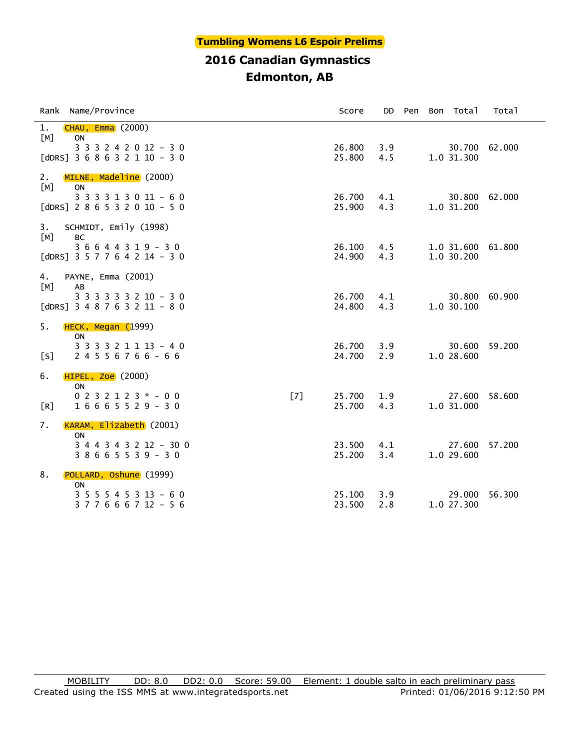**Tumbling Womens L6 Espoir Prelims**

## 2016 Canadian Gymnastics
## Edmonton, AB

| Rank | Name/Province | | Score | DD | Pen | Bon | Total | Total |
|---|---|---|---|---|---|---|---|---|
| 1. | CHAU, Emma (2000) | | | | | | | |
| [M] | ON | | | | | | | |
| | 3 3 3 2 4 2 0 12 - 3 0 | | 26.800 | 3.9 | | | 30.700 | 62.000 |
| [dDRS] | 3 6 8 6 3 2 1 10 - 3 0 | | 25.800 | 4.5 | | 1.0 | 31.300 | |
| 2. | MILNE, Madeline (2000) | | | | | | | |
| [M] | ON | | | | | | | |
| | 3 3 3 3 1 3 0 11 - 6 0 | | 26.700 | 4.1 | | | 30.800 | 62.000 |
| [dDRS] | 2 8 6 5 3 2 0 10 - 5 0 | | 25.900 | 4.3 | | 1.0 | 31.200 | |
| 3. | SCHMIDT, Emily (1998) | | | | | | | |
| [M] | BC | | | | | | | |
| | 3 6 6 4 4 3 1 9 - 3 0 | | 26.100 | 4.5 | | 1.0 | 31.600 | 61.800 |
| [dDRS] | 3 5 7 7 6 4 2 14 - 3 0 | | 24.900 | 4.3 | | 1.0 | 30.200 | |
| 4. | PAYNE, Emma (2001) | | | | | | | |
| [M] | AB | | | | | | | |
| | 3 3 3 3 3 3 2 10 - 3 0 | | 26.700 | 4.1 | | | 30.800 | 60.900 |
| [dDRS] | 3 4 8 7 6 3 2 11 - 8 0 | | 24.800 | 4.3 | | 1.0 | 30.100 | |
| 5. | HECK, Megan (1999) | | | | | | | |
| | ON | | | | | | | |
| | 3 3 3 3 2 1 1 13 - 4 0 | | 26.700 | 3.9 | | | 30.600 | 59.200 |
| [S] | 2 4 5 5 6 7 6 6 - 6 6 | | 24.700 | 2.9 | | 1.0 | 28.600 | |
| 6. | HIPEL, Zoe (2000) | | | | | | | |
| | ON | | | | | | | |
| | 0 2 3 2 1 2 3 * - 0 0 | [7] | 25.700 | 1.9 | | | 27.600 | 58.600 |
| [R] | 1 6 6 6 5 5 2 9 - 3 0 | | 25.700 | 4.3 | | 1.0 | 31.000 | |
| 7. | KARAM, Elizabeth (2001) | | | | | | | |
| | ON | | | | | | | |
| | 3 4 4 3 4 3 2 12 - 30 0 | | 23.500 | 4.1 | | | 27.600 | 57.200 |
| | 3 8 6 6 5 5 3 9 - 3 0 | | 25.200 | 3.4 | | 1.0 | 29.600 | |
| 8. | POLLARD, Oshune (1999) | | | | | | | |
| | ON | | | | | | | |
| | 3 5 5 5 4 5 3 13 - 6 0 | | 25.100 | 3.9 | | | 29.000 | 56.300 |
| | 3 7 7 6 6 6 7 12 - 5 6 | | 23.500 | 2.8 | | 1.0 | 27.300 | |

MOBILITY DD: 8.0 DD2: 0.0 Score: 59.00 Element: 1 double salto in each preliminary pass

Created using the ISS MMS at www.integratedsports.net Printed: 01/06/2016 9:12:50 PM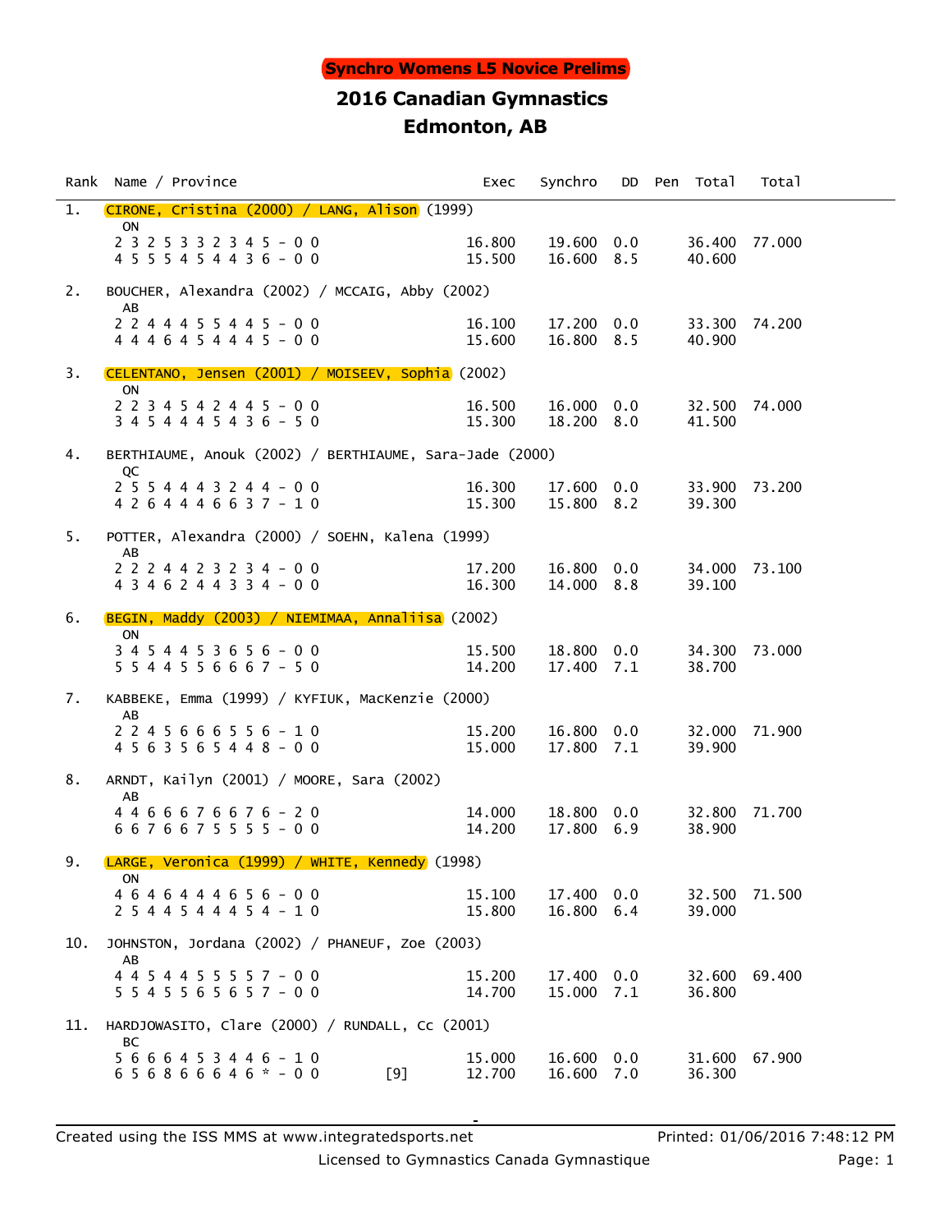**Synchro Womens L5 Novice Prelims**

# 2016 Canadian Gymnastics

## Edmonton, AB

| Rank | Name / Province | | Exec | Synchro | DD | Pen | Total | Total |
|---|---|---|---|---|---|---|---|---|
| 1. | CIRONE, Cristina (2000) / LANG, Alison (1999) | | | | | | | |
| | ON | | | | | | | |
| | 2 3 2 5 3 3 2 3 4 5 - 0 0 | | 16.800 | 19.600 | 0.0 | | 36.400 | 77.000 |
| | 4 5 5 5 4 5 4 4 3 6 - 0 0 | | 15.500 | 16.600 | 8.5 | | 40.600 | |
| 2. | BOUCHER, Alexandra (2002) / MCCAIG, Abby (2002) | | | | | | | |
| | AB | | | | | | | |
| | 2 2 4 4 4 5 5 4 4 5 - 0 0 | | 16.100 | 17.200 | 0.0 | | 33.300 | 74.200 |
| | 4 4 4 6 4 5 4 4 4 5 - 0 0 | | 15.600 | 16.800 | 8.5 | | 40.900 | |
| 3. | CELENTANO, Jensen (2001) / MOISEEV, Sophia (2002) | | | | | | | |
| | ON | | | | | | | |
| | 2 2 3 4 5 4 2 4 4 5 - 0 0 | | 16.500 | 16.000 | 0.0 | | 32.500 | 74.000 |
| | 3 4 5 4 4 4 5 4 3 6 - 5 0 | | 15.300 | 18.200 | 8.0 | | 41.500 | |
| 4. | BERTHIAUME, Anouk (2002) / BERTHIAUME, Sara-Jade (2000) | | | | | | | |
| | QC | | | | | | | |
| | 2 5 5 4 4 4 3 2 4 4 - 0 0 | | 16.300 | 17.600 | 0.0 | | 33.900 | 73.200 |
| | 4 2 6 4 4 4 6 6 3 7 - 1 0 | | 15.300 | 15.800 | 8.2 | | 39.300 | |
| 5. | POTTER, Alexandra (2000) / SOEHN, Kalena (1999) | | | | | | | |
| | AB | | | | | | | |
| | 2 2 2 4 4 2 3 2 3 4 - 0 0 | | 17.200 | 16.800 | 0.0 | | 34.000 | 73.100 |
| | 4 3 4 6 2 4 4 3 3 4 - 0 0 | | 16.300 | 14.000 | 8.8 | | 39.100 | |
| 6. | BEGIN, Maddy (2003) / NIEMIMAA, Annaliisa (2002) | | | | | | | |
| | ON | | | | | | | |
| | 3 4 5 4 4 5 3 6 5 6 - 0 0 | | 15.500 | 18.800 | 0.0 | | 34.300 | 73.000 |
| | 5 5 4 4 5 5 6 6 6 7 - 5 0 | | 14.200 | 17.400 | 7.1 | | 38.700 | |
| 7. | KABBEKE, Emma (1999) / KYFIUK, MacKenzie (2000) | | | | | | | |
| | AB | | | | | | | |
| | 2 2 4 5 6 6 6 5 5 6 - 1 0 | | 15.200 | 16.800 | 0.0 | | 32.000 | 71.900 |
| | 4 5 6 3 5 6 5 4 4 8 - 0 0 | | 15.000 | 17.800 | 7.1 | | 39.900 | |
| 8. | ARNDT, Kailyn (2001) / MOORE, Sara (2002) | | | | | | | |
| | AB | | | | | | | |
| | 4 4 6 6 6 7 6 6 7 6 - 2 0 | | 14.000 | 18.800 | 0.0 | | 32.800 | 71.700 |
| | 6 6 7 6 6 7 5 5 5 5 - 0 0 | | 14.200 | 17.800 | 6.9 | | 38.900 | |
| 9. | LARGE, Veronica (1999) / WHITE, Kennedy (1998) | | | | | | | |
| | ON | | | | | | | |
| | 4 6 4 6 4 4 4 6 5 6 - 0 0 | | 15.100 | 17.400 | 0.0 | | 32.500 | 71.500 |
| | 2 5 4 4 5 4 4 4 5 4 - 1 0 | | 15.800 | 16.800 | 6.4 | | 39.000 | |
| 10. | JOHNSTON, Jordana (2002) / PHANEUF, Zoe (2003) | | | | | | | |
| | AB | | | | | | | |
| | 4 4 5 4 4 5 5 5 5 7 - 0 0 | | 15.200 | 17.400 | 0.0 | | 32.600 | 69.400 |
| | 5 5 4 5 5 6 5 6 5 7 - 0 0 | | 14.700 | 15.000 | 7.1 | | 36.800 | |
| 11. | HARDJOWASITO, Clare (2000) / RUNDALL, Cc (2001) | | | | | | | |
| | BC | | | | | | | |
| | 5 6 6 6 4 5 3 4 4 6 - 1 0 | | 15.000 | 16.600 | 0.0 | | 31.600 | 67.900 |
| | 6 5 6 8 6 6 6 4 6 * - 0 0 | [9] | 12.700 | 16.600 | 7.0 | | 36.300 | |

Created using the ISS MMS at www.integratedsports.net | Printed: 01/06/2016 7:48:12 PM

Licensed to Gymnastics Canada Gymnastique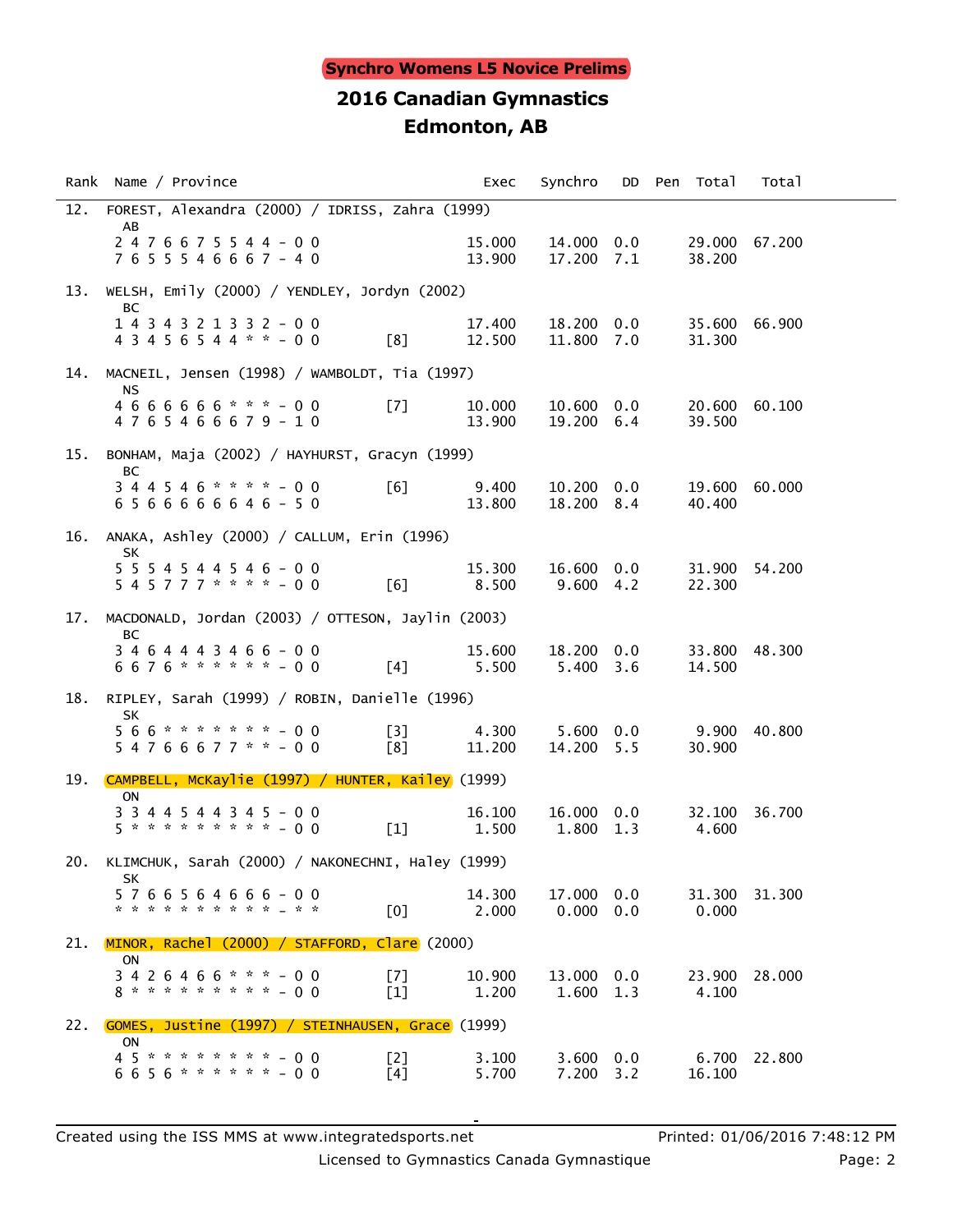**Synchro Womens L5 Novice Prelims**

# 2016 Canadian Gymnastics
# Edmonton, AB

| Rank | Name / Province | | Exec | Synchro | DD | Pen | Total | Total |
|---|---|---|---|---|---|---|---|---|
| 12. | FOREST, Alexandra (2000) / IDRISS, Zahra (1999) AB | | | | | | | |
| | 2 4 7 6 6 7 5 5 4 4 - 0 0 | | 15.000 | 14.000 | 0.0 | | 29.000 | 67.200 |
| | 7 6 5 5 5 4 6 6 6 7 - 4 0 | | 13.900 | 17.200 | 7.1 | | 38.200 | |
| 13. | WELSH, Emily (2000) / YENDLEY, Jordyn (2002) BC | | | | | | | |
| | 1 4 3 4 3 2 1 3 3 2 - 0 0 | | 17.400 | 18.200 | 0.0 | | 35.600 | 66.900 |
| | 4 3 4 5 6 5 4 4 * * - 0 0 | [8] | 12.500 | 11.800 | 7.0 | | 31.300 | |
| 14. | MACNEIL, Jensen (1998) / WAMBOLDT, Tia (1997) NS | | | | | | | |
| | 4 6 6 6 6 6 6 * * * - 0 0 | [7] | 10.000 | 10.600 | 0.0 | | 20.600 | 60.100 |
| | 4 7 6 5 4 6 6 6 7 9 - 1 0 | | 13.900 | 19.200 | 6.4 | | 39.500 | |
| 15. | BONHAM, Maja (2002) / HAYHURST, Gracyn (1999) BC | | | | | | | |
| | 3 4 4 5 4 6 * * * * - 0 0 | [6] | 9.400 | 10.200 | 0.0 | | 19.600 | 60.000 |
| | 6 5 6 6 6 6 6 6 4 6 - 5 0 | | 13.800 | 18.200 | 8.4 | | 40.400 | |
| 16. | ANAKA, Ashley (2000) / CALLUM, Erin (1996) SK | | | | | | | |
| | 5 5 5 4 5 4 4 5 4 6 - 0 0 | | 15.300 | 16.600 | 0.0 | | 31.900 | 54.200 |
| | 5 4 5 7 7 7 * * * * - 0 0 | [6] | 8.500 | 9.600 | 4.2 | | 22.300 | |
| 17. | MACDONALD, Jordan (2003) / OTTESON, Jaylin (2003) BC | | | | | | | |
| | 3 4 6 4 4 4 3 4 6 6 - 0 0 | | 15.600 | 18.200 | 0.0 | | 33.800 | 48.300 |
| | 6 6 7 6 * * * * * * - 0 0 | [4] | 5.500 | 5.400 | 3.6 | | 14.500 | |
| 18. | RIPLEY, Sarah (1999) / ROBIN, Danielle (1996) SK | | | | | | | |
| | 5 6 6 * * * * * * * - 0 0 | [3] | 4.300 | 5.600 | 0.0 | | 9.900 | 40.800 |
| | 5 4 7 6 6 6 7 7 * * - 0 0 | [8] | 11.200 | 14.200 | 5.5 | | 30.900 | |
| 19. | CAMPBELL, McKaylie (1997) / HUNTER, Kailey (1999) ON | | | | | | | |
| | 3 3 4 4 5 4 4 3 4 5 - 0 0 | | 16.100 | 16.000 | 0.0 | | 32.100 | 36.700 |
| | 5 * * * * * * * * * - 0 0 | [1] | 1.500 | 1.800 | 1.3 | | 4.600 | |
| 20. | KLIMCHUK, Sarah (2000) / NAKONECHNI, Haley (1999) SK | | | | | | | |
| | 5 7 6 6 5 6 4 6 6 6 - 0 0 | | 14.300 | 17.000 | 0.0 | | 31.300 | 31.300 |
| | * * * * * * * * * * - * * | [0] | 2.000 | 0.000 | 0.0 | | 0.000 | |
| 21. | MINOR, Rachel (2000) / STAFFORD, Clare (2000) ON | | | | | | | |
| | 3 4 2 6 4 6 6 * * * - 0 0 | [7] | 10.900 | 13.000 | 0.0 | | 23.900 | 28.000 |
| | 8 * * * * * * * * * - 0 0 | [1] | 1.200 | 1.600 | 1.3 | | 4.100 | |
| 22. | GOMES, Justine (1997) / STEINHAUSEN, Grace (1999) ON | | | | | | | |
| | 4 5 * * * * * * * * - 0 0 | [2] | 3.100 | 3.600 | 0.0 | | 6.700 | 22.800 |
| | 6 6 5 6 * * * * * * - 0 0 | [4] | 5.700 | 7.200 | 3.2 | | 16.100 | |

Created using the ISS MMS at www.integratedsports.net — Printed: 01/06/2016 7:48:12 PM

Licensed to Gymnastics Canada Gymnastique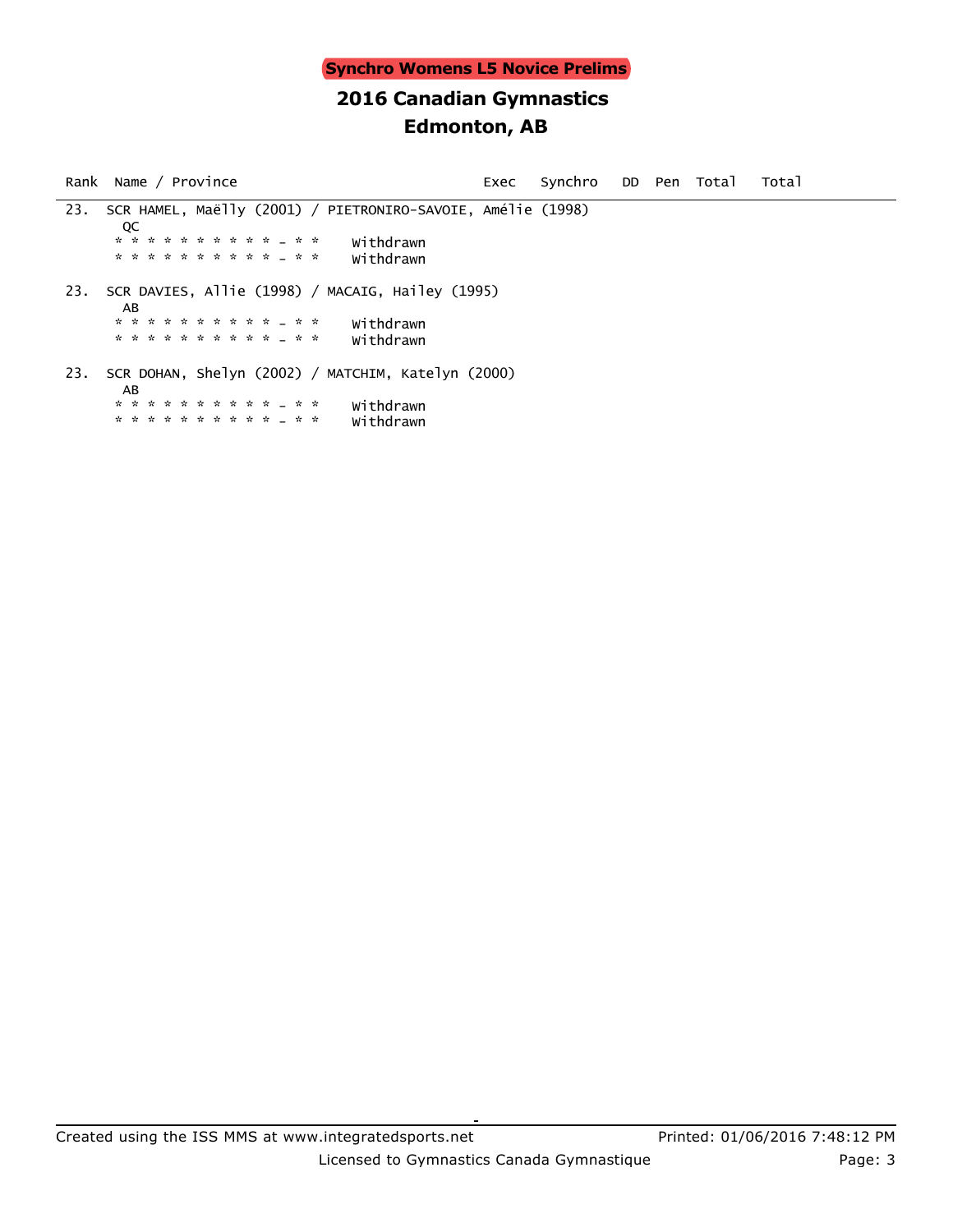**Synchro Womens L5 Novice Prelims**

## 2016 Canadian Gymnastics
## Edmonton, AB

| Rank | Name / Province | Exec | Synchro | DD | Pen | Total | Total |
|---|---|---|---|---|---|---|---|
| 23. | SCR HAMEL, Maëlly (2001) / PIETRONIRO-SAVOIE, Amélie (1998) | | | | | | |
| | QC | | | | | | |
| | * * * * * * * * * * * - * * Withdrawn | | | | | | |
| | * * * * * * * * * * * - * * Withdrawn | | | | | | |
| 23. | SCR DAVIES, Allie (1998) / MACAIG, Hailey (1995) | | | | | | |
| | AB | | | | | | |
| | * * * * * * * * * * * - * * Withdrawn | | | | | | |
| | * * * * * * * * * * * - * * Withdrawn | | | | | | |
| 23. | SCR DOHAN, Shelyn (2002) / MATCHIM, Katelyn (2000) | | | | | | |
| | AB | | | | | | |
| | * * * * * * * * * * * - * * Withdrawn | | | | | | |
| | * * * * * * * * * * * - * * Withdrawn | | | | | | |

Created using the ISS MMS at www.integratedsports.net    Printed: 01/06/2016 7:48:12 PM

Licensed to Gymnastics Canada Gymnastique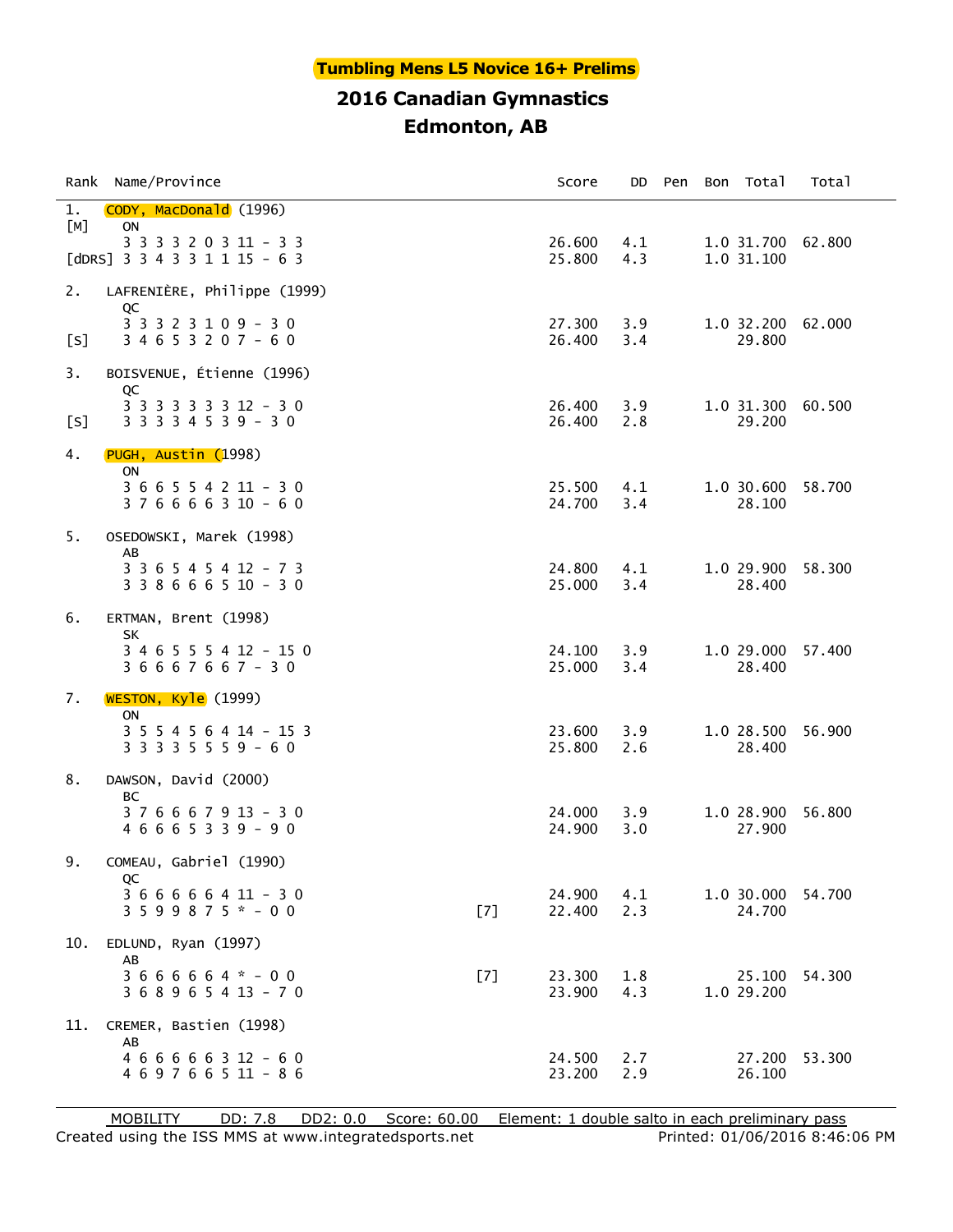**Tumbling Mens L5 Novice 16+ Prelims**

## 2016 Canadian Gymnastics
## Edmonton, AB

| Rank | Name/Province | | Score | DD | Pen | Bon | Total | Total |
|---|---|---|---|---|---|---|---|---|
| 1. | CODY, MacDonald (1996) | | | | | | | |
| [M] | ON | | | | | | | |
| | 3 3 3 3 2 0 3 11 - 3 3 | | 26.600 | 4.1 | | 1.0 | 31.700 | 62.800 |
| [dDRS] | 3 3 4 3 3 1 1 15 - 6 3 | | 25.800 | 4.3 | | 1.0 | 31.100 | |
| 2. | LAFRENIÈRE, Philippe (1999) | | | | | | | |
| | QC | | | | | | | |
| | 3 3 3 2 3 1 0 9 - 3 0 | | 27.300 | 3.9 | | 1.0 | 32.200 | 62.000 |
| [S] | 3 4 6 5 3 2 0 7 - 6 0 | | 26.400 | 3.4 | | | 29.800 | |
| 3. | BOISVENUE, Étienne (1996) | | | | | | | |
| | QC | | | | | | | |
| | 3 3 3 3 3 3 3 12 - 3 0 | | 26.400 | 3.9 | | 1.0 | 31.300 | 60.500 |
| [S] | 3 3 3 3 4 5 3 9 - 3 0 | | 26.400 | 2.8 | | | 29.200 | |
| 4. | PUGH, Austin (1998) | | | | | | | |
| | ON | | | | | | | |
| | 3 6 6 5 5 4 2 11 - 3 0 | | 25.500 | 4.1 | | 1.0 | 30.600 | 58.700 |
| | 3 7 6 6 6 6 3 10 - 6 0 | | 24.700 | 3.4 | | | 28.100 | |
| 5. | OSEDOWSKI, Marek (1998) | | | | | | | |
| | AB | | | | | | | |
| | 3 3 6 5 4 5 4 12 - 7 3 | | 24.800 | 4.1 | | 1.0 | 29.900 | 58.300 |
| | 3 3 8 6 6 6 5 10 - 3 0 | | 25.000 | 3.4 | | | 28.400 | |
| 6. | ERTMAN, Brent (1998) | | | | | | | |
| | SK | | | | | | | |
| | 3 4 6 5 5 5 4 12 - 15 0 | | 24.100 | 3.9 | | 1.0 | 29.000 | 57.400 |
| | 3 6 6 6 7 6 6 7 - 3 0 | | 25.000 | 3.4 | | | 28.400 | |
| 7. | WESTON, Kyle (1999) | | | | | | | |
| | ON | | | | | | | |
| | 3 5 5 4 5 6 4 14 - 15 3 | | 23.600 | 3.9 | | 1.0 | 28.500 | 56.900 |
| | 3 3 3 3 5 5 5 9 - 6 0 | | 25.800 | 2.6 | | | 28.400 | |
| 8. | DAWSON, David (2000) | | | | | | | |
| | BC | | | | | | | |
| | 3 7 6 6 6 7 9 13 - 3 0 | | 24.000 | 3.9 | | 1.0 | 28.900 | 56.800 |
| | 4 6 6 6 5 3 3 9 - 9 0 | | 24.900 | 3.0 | | | 27.900 | |
| 9. | COMEAU, Gabriel (1990) | | | | | | | |
| | QC | | | | | | | |
| | 3 6 6 6 6 6 4 11 - 3 0 | | 24.900 | 4.1 | | 1.0 | 30.000 | 54.700 |
| | 3 5 9 9 8 7 5 * - 0 0 | [7] | 22.400 | 2.3 | | | 24.700 | |
| 10. | EDLUND, Ryan (1997) | | | | | | | |
| | AB | | | | | | | |
| | 3 6 6 6 6 6 4 * - 0 0 | [7] | 23.300 | 1.8 | | | 25.100 | 54.300 |
| | 3 6 8 9 6 5 4 13 - 7 0 | | 23.900 | 4.3 | | 1.0 | 29.200 | |
| 11. | CREMER, Bastien (1998) | | | | | | | |
| | AB | | | | | | | |
| | 4 6 6 6 6 6 3 12 - 6 0 | | 24.500 | 2.7 | | | 27.200 | 53.300 |
| | 4 6 9 7 6 6 5 11 - 8 6 | | 23.200 | 2.9 | | | 26.100 | |

MOBILITY DD: 7.8 DD2: 0.0 Score: 60.00 Element: 1 double salto in each preliminary pass

Created using the ISS MMS at www.integratedsports.net Printed: 01/06/2016 8:46:06 PM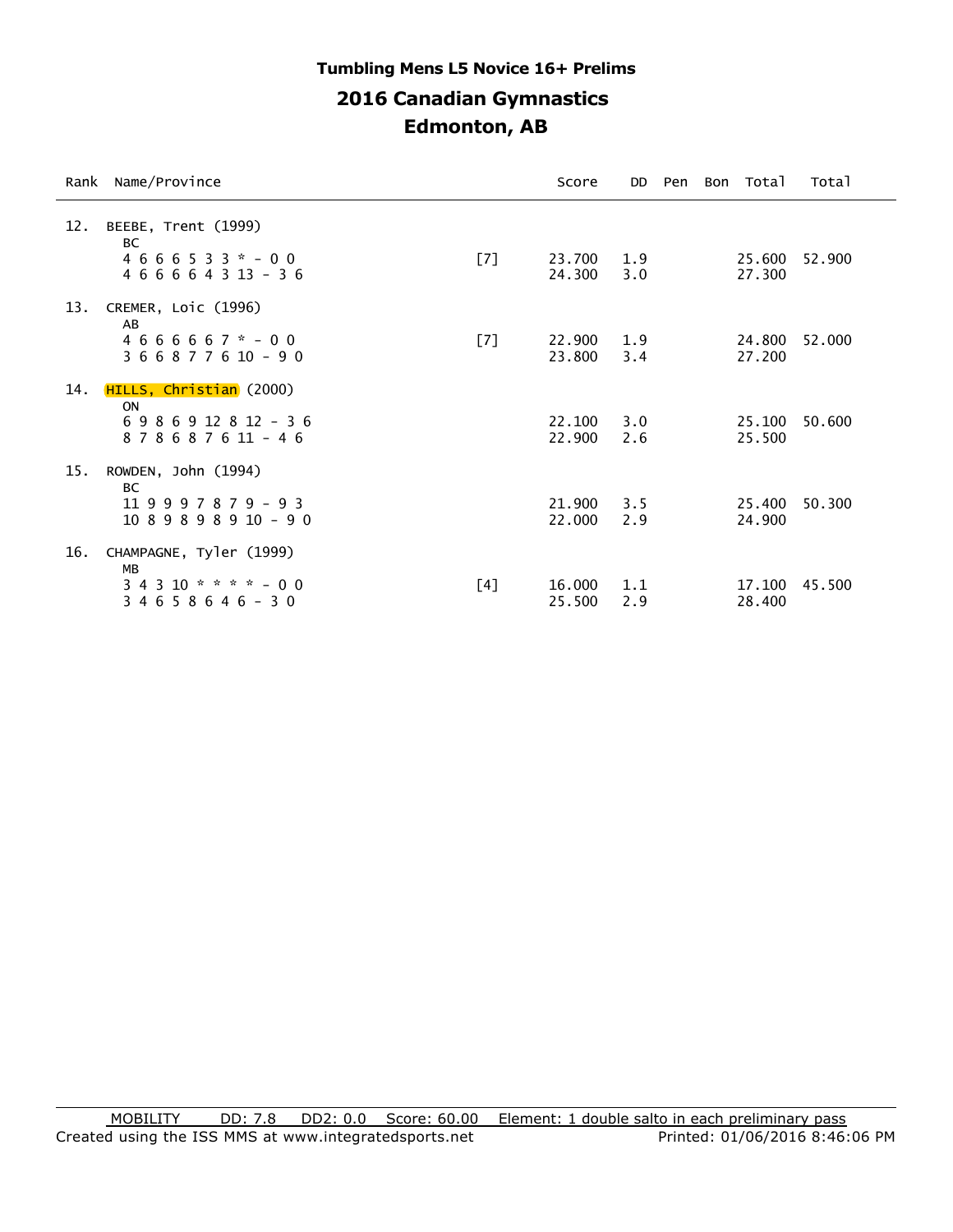**Tumbling Mens L5 Novice 16+ Prelims**

## 2016 Canadian Gymnastics

## Edmonton, AB

| Rank | Name/Province | | Score | DD | Pen | Bon | Total | Total |
|---|---|---|---|---|---|---|---|---|
| 12. | BEEBE, Trent (1999) | | | | | | | |
| | BC | | | | | | | |
| | 4 6 6 6 5 3 3 * - 0 0 | [7] | 23.700 | 1.9 | | | 25.600 | 52.900 |
| | 4 6 6 6 6 4 3 13 - 3 6 | | 24.300 | 3.0 | | | 27.300 | |
| 13. | CREMER, Loic (1996) | | | | | | | |
| | AB | | | | | | | |
| | 4 6 6 6 6 6 7 * - 0 0 | [7] | 22.900 | 1.9 | | | 24.800 | 52.000 |
| | 3 6 6 8 7 7 6 10 - 9 0 | | 23.800 | 3.4 | | | 27.200 | |
| 14. | HILLS, Christian (2000) | | | | | | | |
| | ON | | | | | | | |
| | 6 9 8 6 9 12 8 12 - 3 6 | | 22.100 | 3.0 | | | 25.100 | 50.600 |
| | 8 7 8 6 8 7 6 11 - 4 6 | | 22.900 | 2.6 | | | 25.500 | |
| 15. | ROWDEN, John (1994) | | | | | | | |
| | BC | | | | | | | |
| | 11 9 9 9 7 8 7 9 - 9 3 | | 21.900 | 3.5 | | | 25.400 | 50.300 |
| | 10 8 9 8 9 8 9 10 - 9 0 | | 22.000 | 2.9 | | | 24.900 | |
| 16. | CHAMPAGNE, Tyler (1999) | | | | | | | |
| | MB | | | | | | | |
| | 3 4 3 10 * * * * - 0 0 | [4] | 16.000 | 1.1 | | | 17.100 | 45.500 |
| | 3 4 6 5 8 6 4 6 - 3 0 | | 25.500 | 2.9 | | | 28.400 | |

MOBILITY DD: 7.8 DD2: 0.0 Score: 60.00 Element: 1 double salto in each preliminary pass

Created using the ISS MMS at www.integratedsports.net Printed: 01/06/2016 8:46:06 PM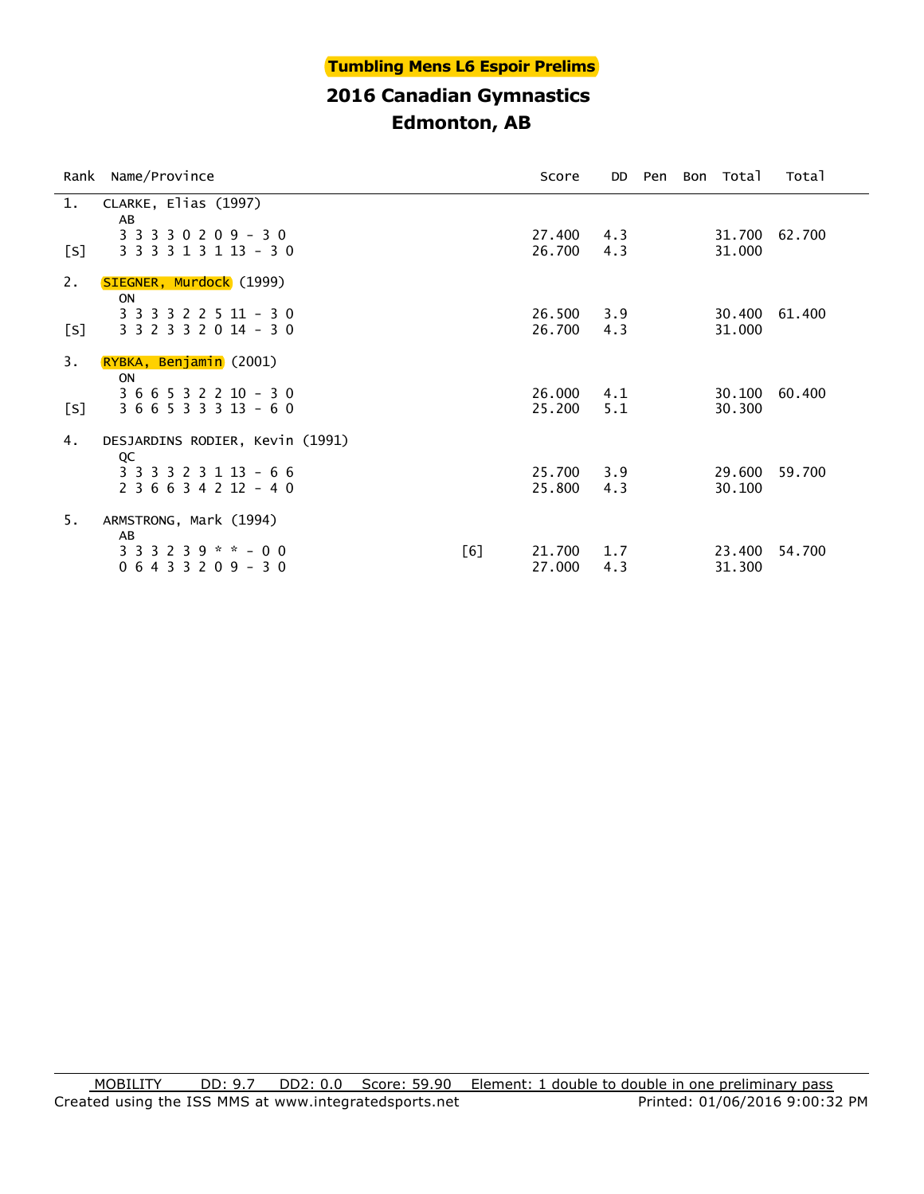**Tumbling Mens L6 Espoir Prelims**

## 2016 Canadian Gymnastics
## Edmonton, AB

| Rank | Name/Province | | Score | DD | Pen | Bon | Total | Total |
|---|---|---|---|---|---|---|---|---|
| 1. | CLARKE, Elias (1997) | | | | | | | |
| | AB | | | | | | | |
| | 3 3 3 3 0 2 0 9 - 3 0 | | 27.400 | 4.3 | | | 31.700 | 62.700 |
| [S] | 3 3 3 3 1 3 1 13 - 3 0 | | 26.700 | 4.3 | | | 31.000 | |
| 2. | SIEGNER, Murdock (1999) | | | | | | | |
| | ON | | | | | | | |
| | 3 3 3 3 2 2 5 11 - 3 0 | | 26.500 | 3.9 | | | 30.400 | 61.400 |
| [S] | 3 3 2 3 3 2 0 14 - 3 0 | | 26.700 | 4.3 | | | 31.000 | |
| 3. | RYBKA, Benjamin (2001) | | | | | | | |
| | ON | | | | | | | |
| | 3 6 6 5 3 2 2 10 - 3 0 | | 26.000 | 4.1 | | | 30.100 | 60.400 |
| [S] | 3 6 6 5 3 3 3 13 - 6 0 | | 25.200 | 5.1 | | | 30.300 | |
| 4. | DESJARDINS RODIER, Kevin (1991) | | | | | | | |
| | QC | | | | | | | |
| | 3 3 3 3 2 3 1 13 - 6 6 | | 25.700 | 3.9 | | | 29.600 | 59.700 |
| | 2 3 6 6 3 4 2 12 - 4 0 | | 25.800 | 4.3 | | | 30.100 | |
| 5. | ARMSTRONG, Mark (1994) | | | | | | | |
| | AB | | | | | | | |
| | 3 3 3 2 3 9 * * - 0 0 | [6] | 21.700 | 1.7 | | | 23.400 | 54.700 |
| | 0 6 4 3 3 2 0 9 - 3 0 | | 27.000 | 4.3 | | | 31.300 | |

MOBILITY DD: 9.7 DD2: 0.0 Score: 59.90 Element: 1 double to double in one preliminary pass

Created using the ISS MMS at www.integratedsports.net Printed: 01/06/2016 9:00:32 PM